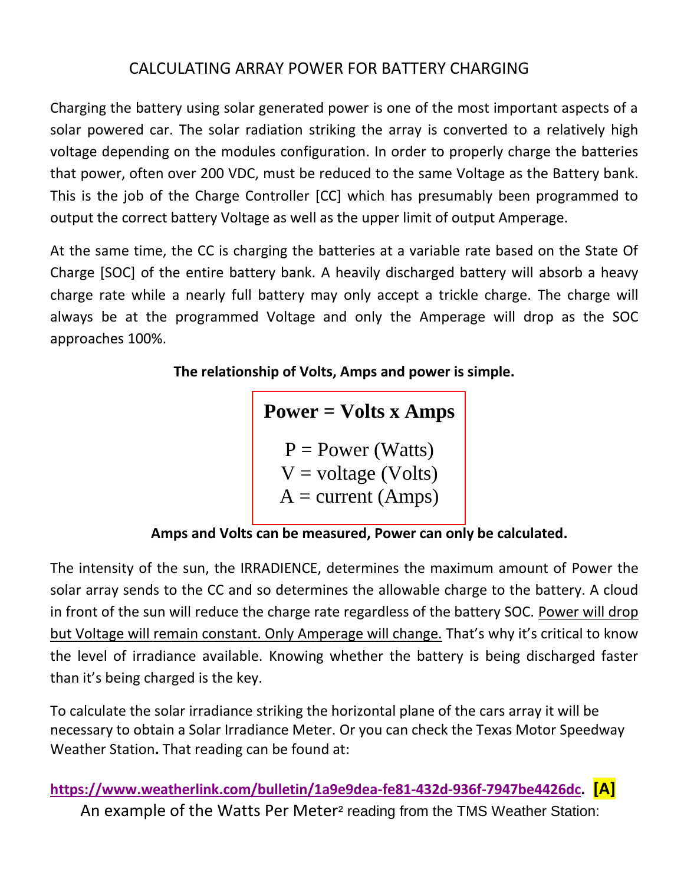# CALCULATING ARRAY POWER FOR BATTERY CHARGING

Charging the battery using solar generated power is one of the most important aspects of a solar powered car. The solar radiation striking the array is converted to a relatively high voltage depending on the modules configuration. In order to properly charge the batteries that power, often over 200 VDC, must be reduced to the same Voltage as the Battery bank. This is the job of the Charge Controller [CC] which has presumably been programmed to output the correct battery Voltage as well as the upper limit of output Amperage.

At the same time, the CC is charging the batteries at a variable rate based on the State Of Charge [SOC] of the entire battery bank. A heavily discharged battery will absorb a heavy charge rate while a nearly full battery may only accept a trickle charge. The charge will always be at the programmed Voltage and only the Amperage will drop as the SOC approaches 100%.

**The relationship of Volts, Amps and power is simple.**

**Power = Volts x Amps**

P = Power (Watts)
V = voltage (Volts)
A = current (Amps)

**Amps and Volts can be measured, Power can only be calculated.**

The intensity of the sun, the IRRADIENCE, determines the maximum amount of Power the solar array sends to the CC and so determines the allowable charge to the battery. A cloud in front of the sun will reduce the charge rate regardless of the battery SOC. <u>Power will drop but Voltage will remain constant. Only Amperage will change.</u> That's why it's critical to know the level of irradiance available. Knowing whether the battery is being discharged faster than it's being charged is the key.

To calculate the solar irradiance striking the horizontal plane of the cars array it will be necessary to obtain a Solar Irradiance Meter. Or you can check the Texas Motor Speedway Weather Station**.** That reading can be found at:

**https://www.weatherlink.com/bulletin/1a9e9dea-fe81-432d-936f-7947be4426dc. [A]**

An example of the Watts Per Meter$^2$ reading from the TMS Weather Station: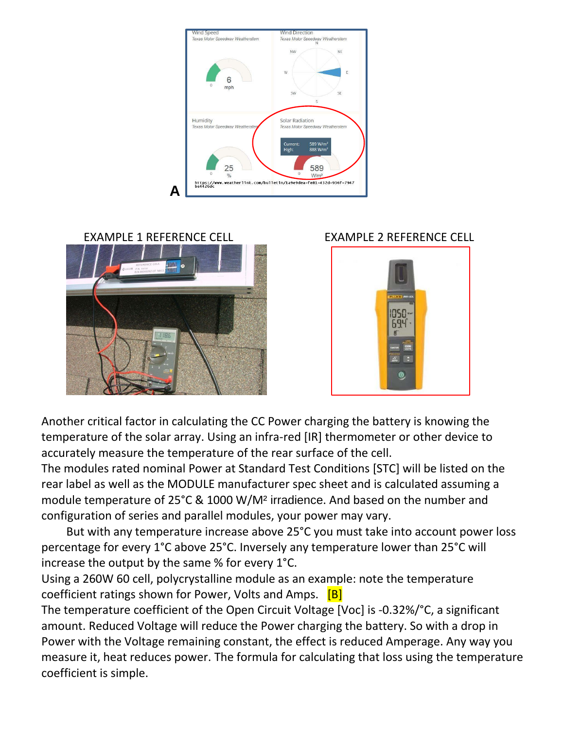A

EXAMPLE 1 REFERENCE CELL

EXAMPLE 2 REFERENCE CELL

Another critical factor in calculating the CC Power charging the battery is knowing the temperature of the solar array. Using an infra-red [IR] thermometer or other device to accurately measure the temperature of the rear surface of the cell.

The modules rated nominal Power at Standard Test Conditions [STC] will be listed on the rear label as well as the MODULE manufacturer spec sheet and is calculated assuming a module temperature of 25°C & 1000 W/M² irradience. And based on the number and configuration of series and parallel modules, your power may vary.

But with any temperature increase above 25°C you must take into account power loss percentage for every 1°C above 25°C. Inversely any temperature lower than 25°C will increase the output by the same % for every 1°C.

Using a 260W 60 cell, polycrystalline module as an example: note the temperature coefficient ratings shown for Power, Volts and Amps. [B]

The temperature coefficient of the Open Circuit Voltage [Voc] is -0.32%/°C, a significant amount. Reduced Voltage will reduce the Power charging the battery. So with a drop in Power with the Voltage remaining constant, the effect is reduced Amperage. Any way you measure it, heat reduces power. The formula for calculating that loss using the temperature coefficient is simple.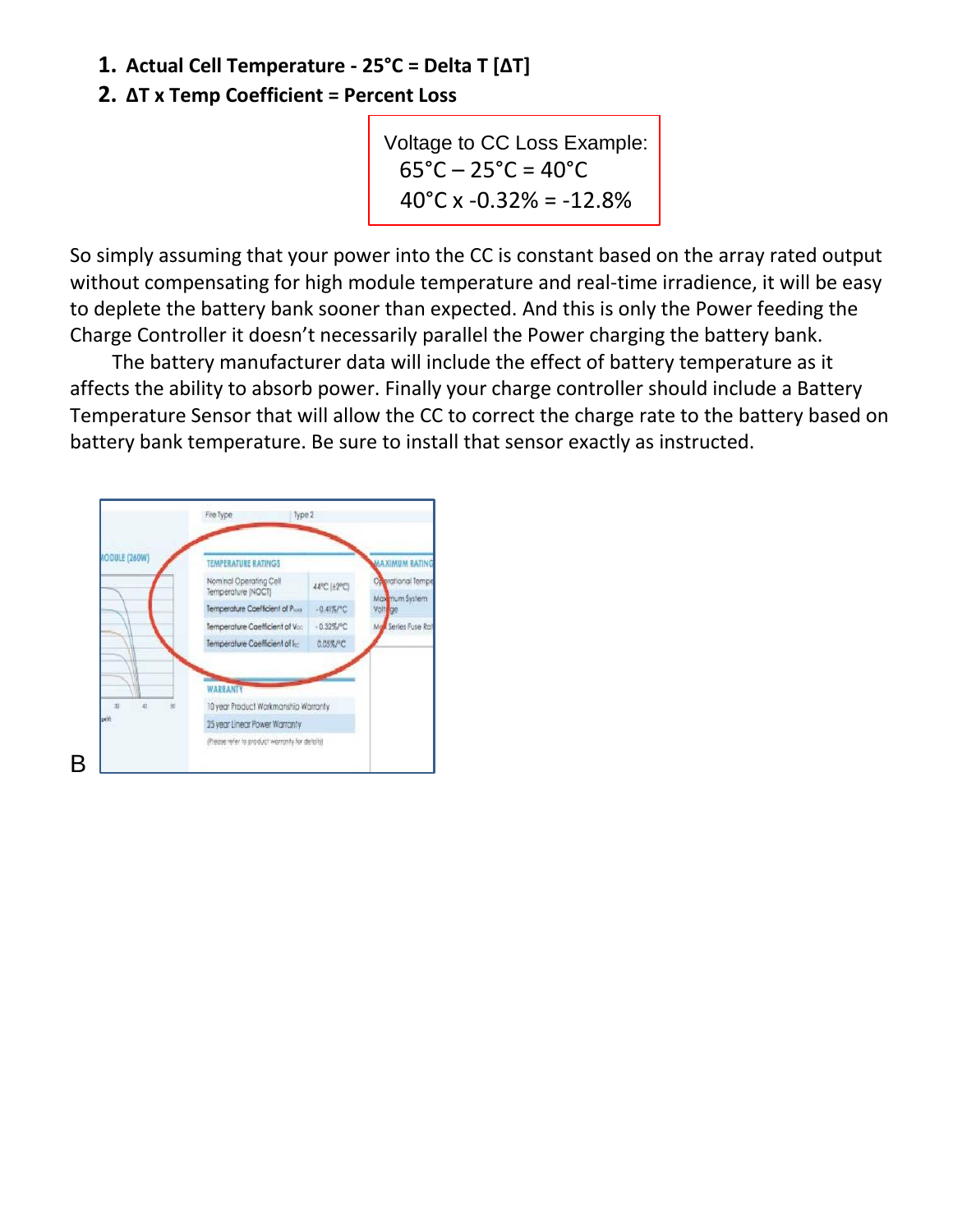1. **Actual Cell Temperature - 25°C = Delta T [ΔT]**
2. **ΔT x Temp Coefficient = Percent Loss**

Voltage to CC Loss Example:
65°C – 25°C = 40°C
40°C x -0.32% = -12.8%

So simply assuming that your power into the CC is constant based on the array rated output without compensating for high module temperature and real-time irradience, it will be easy to deplete the battery bank sooner than expected. And this is only the Power feeding the Charge Controller it doesn't necessarily parallel the Power charging the battery bank.

The battery manufacturer data will include the effect of battery temperature as it affects the ability to absorb power. Finally your charge controller should include a Battery Temperature Sensor that will allow the CC to correct the charge rate to the battery based on battery bank temperature. Be sure to install that sensor exactly as instructed.

B

| TEMPERATURE RATINGS | |
|---|---|
| Nominal Operating Cell Temperature (NOCT) | 44°C (±2°C) |
| Temperature Coefficient of $P_{MAX}$ | -0.41%/°C |
| Temperature Coefficient of $V_{OC}$ | -0.32%/°C |
| Temperature Coefficient of $I_{SC}$ | 0.05%/°C |

WARRANTY

10 year Product Workmanship Warranty

25 year Linear Power Warranty

(Please refer to product warranty for details)